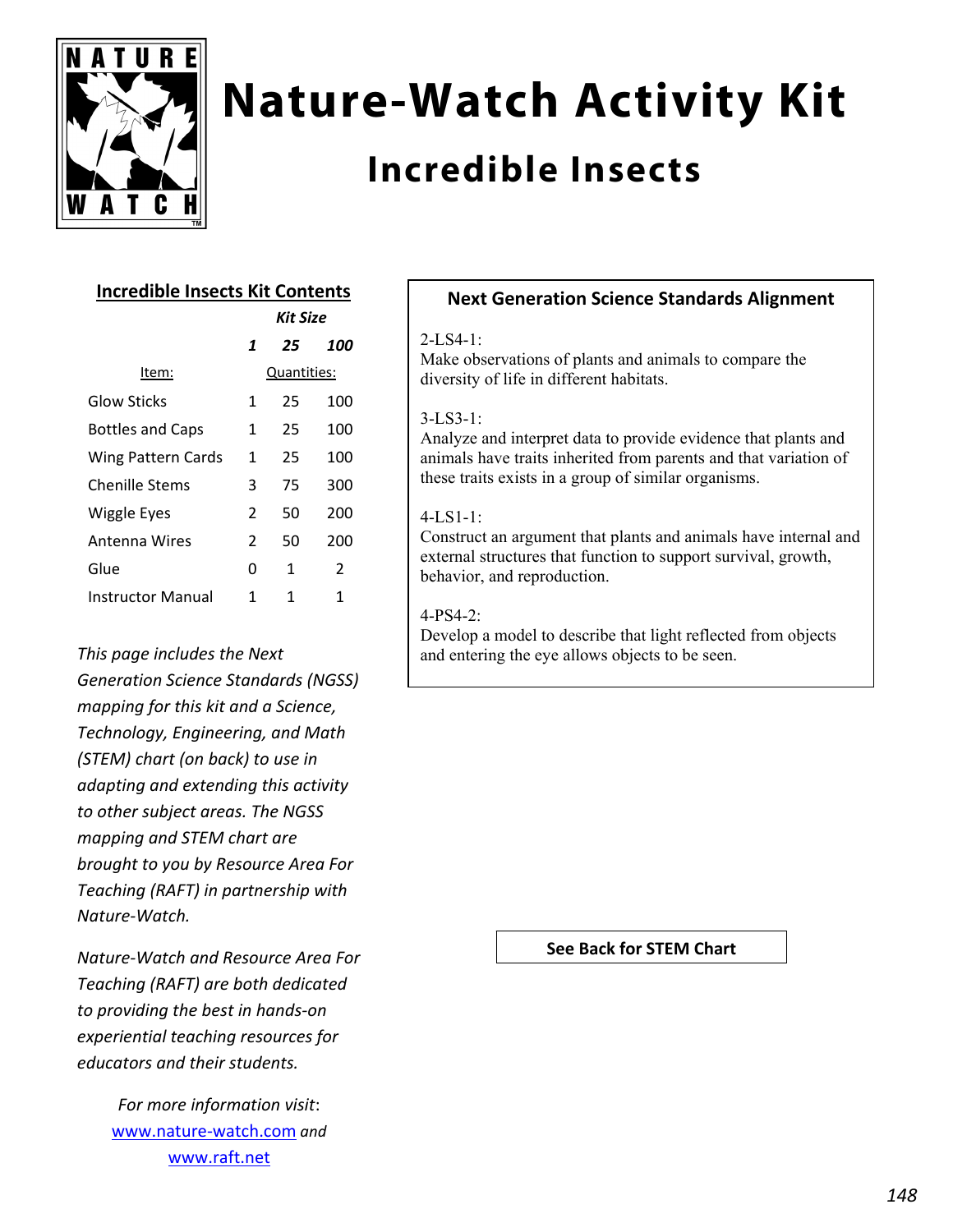# Nature-Watch Activity Kit

## Incredible Insects

### Incredible Insects Kit Contents

| Item: | Kit Size 1 | Kit Size 25 | Kit Size 100 |
|---|---|---|---|
| | Quantities: | | |
| Glow Sticks | 1 | 25 | 100 |
| Bottles and Caps | 1 | 25 | 100 |
| Wing Pattern Cards | 1 | 25 | 100 |
| Chenille Stems | 3 | 75 | 300 |
| Wiggle Eyes | 2 | 50 | 200 |
| Antenna Wires | 2 | 50 | 200 |
| Glue | 0 | 1 | 2 |
| Instructor Manual | 1 | 1 | 1 |

*This page includes the Next Generation Science Standards (NGSS) mapping for this kit and a Science, Technology, Engineering, and Math (STEM) chart (on back) to use in adapting and extending this activity to other subject areas. The NGSS mapping and STEM chart are brought to you by Resource Area For Teaching (RAFT) in partnership with Nature-Watch.*

*Nature-Watch and Resource Area For Teaching (RAFT) are both dedicated to providing the best in hands-on experiential teaching resources for educators and their students.*

*For more information visit*: www.nature-watch.com *and* www.raft.net

### Next Generation Science Standards Alignment

2-LS4-1:
Make observations of plants and animals to compare the diversity of life in different habitats.

3-LS3-1:
Analyze and interpret data to provide evidence that plants and animals have traits inherited from parents and that variation of these traits exists in a group of similar organisms.

4-LS1-1:
Construct an argument that plants and animals have internal and external structures that function to support survival, growth, behavior, and reproduction.

4-PS4-2:
Develop a model to describe that light reflected from objects and entering the eye allows objects to be seen.

**See Back for STEM Chart**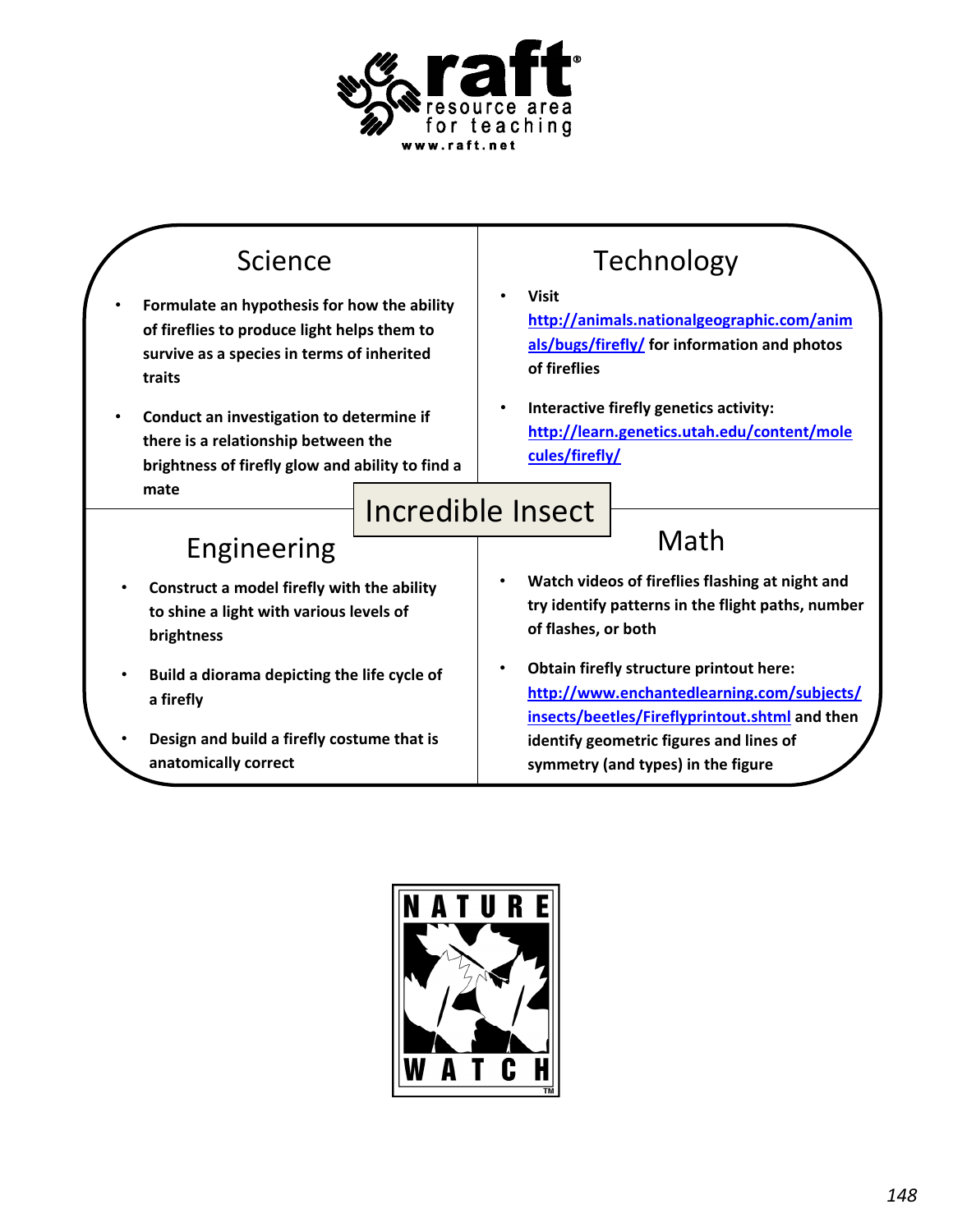## Incredible Insect

### Science

- Formulate an hypothesis for how the ability of fireflies to produce light helps them to survive as a species in terms of inherited traits
- Conduct an investigation to determine if there is a relationship between the brightness of firefly glow and ability to find a mate

### Technology

- Visit http://animals.nationalgeographic.com/animals/bugs/firefly/ for information and photos of fireflies
- Interactive firefly genetics activity: http://learn.genetics.utah.edu/content/molecules/firefly/

### Engineering

- Construct a model firefly with the ability to shine a light with various levels of brightness
- Build a diorama depicting the life cycle of a firefly
- Design and build a firefly costume that is anatomically correct

### Math

- Watch videos of fireflies flashing at night and try identify patterns in the flight paths, number of flashes, or both
- Obtain firefly structure printout here: http://www.enchantedlearning.com/subjects/insects/beetles/Fireflyprintout.shtml and then identify geometric figures and lines of symmetry (and types) in the figure